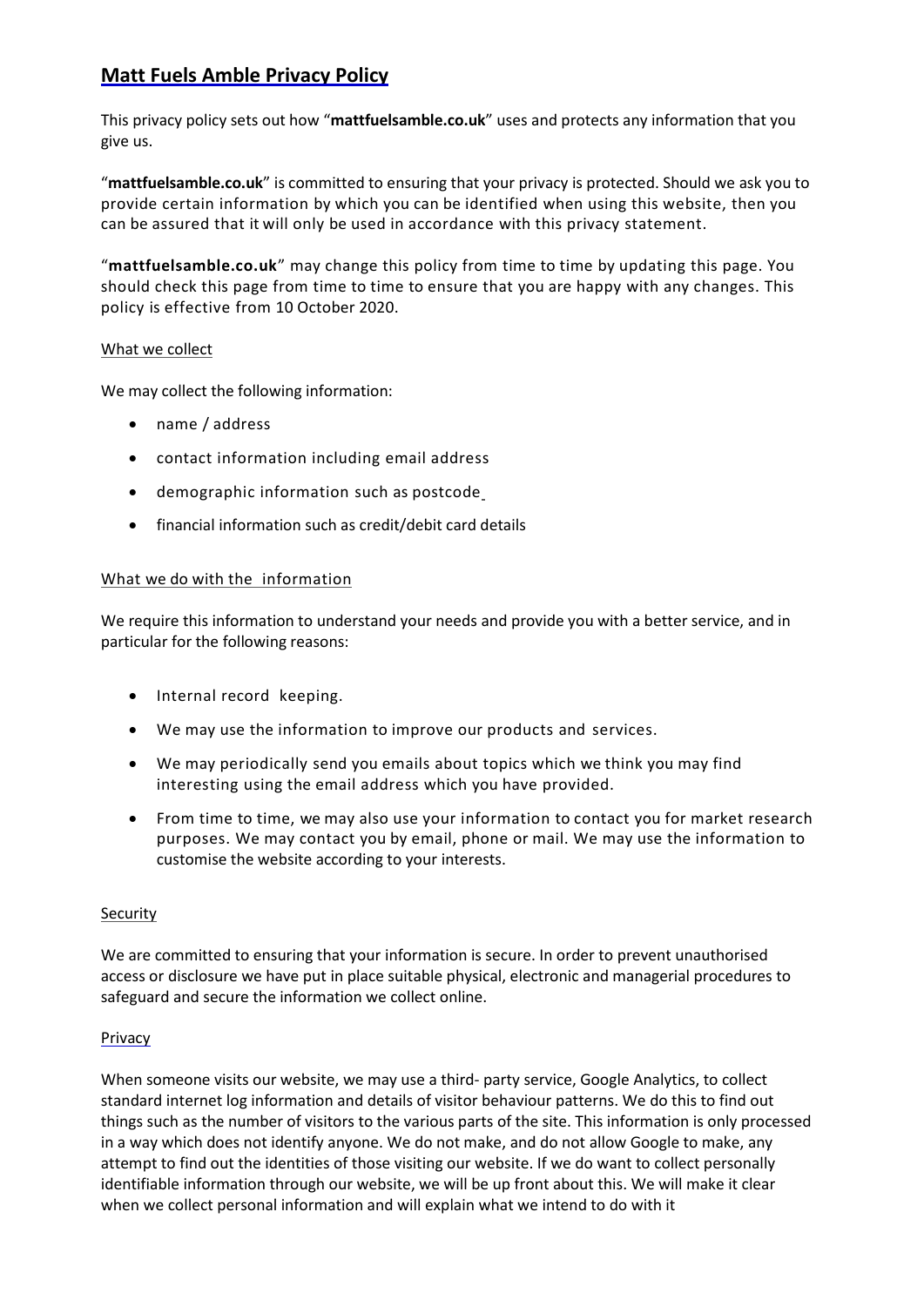# Matt Fuels Amble Privacy Policy

This privacy policy sets out how "**mattfuelsamble.co.uk**" uses and protects any information that you give us.

"**mattfuelsamble.co.uk**" is committed to ensuring that your privacy is protected. Should we ask you to provide certain information by which you can be identified when using this website, then you can be assured that it will only be used in accordance with this privacy statement.

"**mattfuelsamble.co.uk**" may change this policy from time to time by updating this page. You should check this page from time to time to ensure that you are happy with any changes. This policy is effective from 10 October 2020.

What we collect

We may collect the following information:

- name / address
- contact information including email address
- demographic information such as postcode
- financial information such as credit/debit card details

What we do with the information

We require this information to understand your needs and provide you with a better service, and in particular for the following reasons:

- Internal record keeping.
- We may use the information to improve our products and services.
- We may periodically send you emails about topics which we think you may find interesting using the email address which you have provided.
- From time to time, we may also use your information to contact you for market research purposes. We may contact you by email, phone or mail. We may use the information to customise the website according to your interests.

Security

We are committed to ensuring that your information is secure. In order to prevent unauthorised access or disclosure we have put in place suitable physical, electronic and managerial procedures to safeguard and secure the information we collect online.

Privacy

When someone visits our website, we may use a third- party service, Google Analytics, to collect standard internet log information and details of visitor behaviour patterns. We do this to find out things such as the number of visitors to the various parts of the site. This information is only processed in a way which does not identify anyone. We do not make, and do not allow Google to make, any attempt to find out the identities of those visiting our website. If we do want to collect personally identifiable information through our website, we will be up front about this. We will make it clear when we collect personal information and will explain what we intend to do with it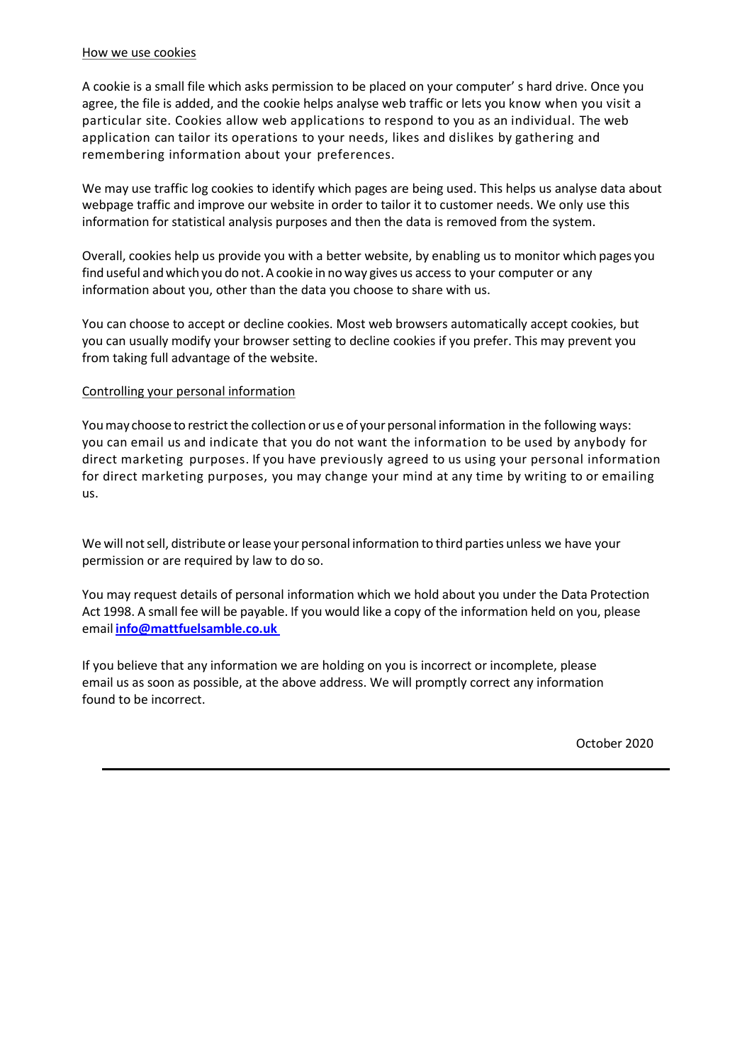How we use cookies

A cookie is a small file which asks permission to be placed on your computer' s hard drive. Once you agree, the file is added, and the cookie helps analyse web traffic or lets you know when you visit a particular site. Cookies allow web applications to respond to you as an individual. The web application can tailor its operations to your needs, likes and dislikes by gathering and remembering information about your preferences.

We may use traffic log cookies to identify which pages are being used. This helps us analyse data about webpage traffic and improve our website in order to tailor it to customer needs. We only use this information for statistical analysis purposes and then the data is removed from the system.

Overall, cookies help us provide you with a better website, by enabling us to monitor which pages you find useful and which you do not. A cookie in no way gives us access to your computer or any information about you, other than the data you choose to share with us.

You can choose to accept or decline cookies. Most web browsers automatically accept cookies, but you can usually modify your browser setting to decline cookies if you prefer. This may prevent you from taking full advantage of the website.

Controlling your personal information

You may choose to restrict the collection or us e of your personal information in the following ways: you can email us and indicate that you do not want the information to be used by anybody for direct marketing purposes. If you have previously agreed to us using your personal information for direct marketing purposes, you may change your mind at any time by writing to or emailing us.

We will not sell, distribute or lease your personal information to third parties unless we have your permission or are required by law to do so.

You may request details of personal information which we hold about you under the Data Protection Act 1998. A small fee will be payable. If you would like a copy of the information held on you, please email **info@mattfuelsamble.co.uk**

If you believe that any information we are holding on you is incorrect or incomplete, please email us as soon as possible, at the above address. We will promptly correct any information found to be incorrect.

October 2020